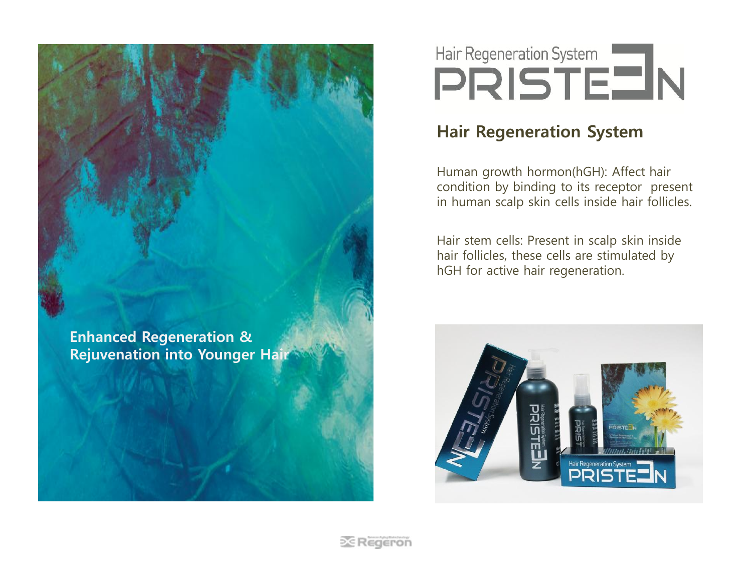**Enhanced Regeneration & Rejuvenation into Younger Hair**

# Hair Regeneration System PRISTEEN

## Hair Regeneration System

Human growth hormon(hGH): Affect hair condition by binding to its receptor present in human scalp skin cells inside hair follicles.

Hair stem cells: Present in scalp skin inside hair follicles, these cells are stimulated by hGH for active hair regeneration.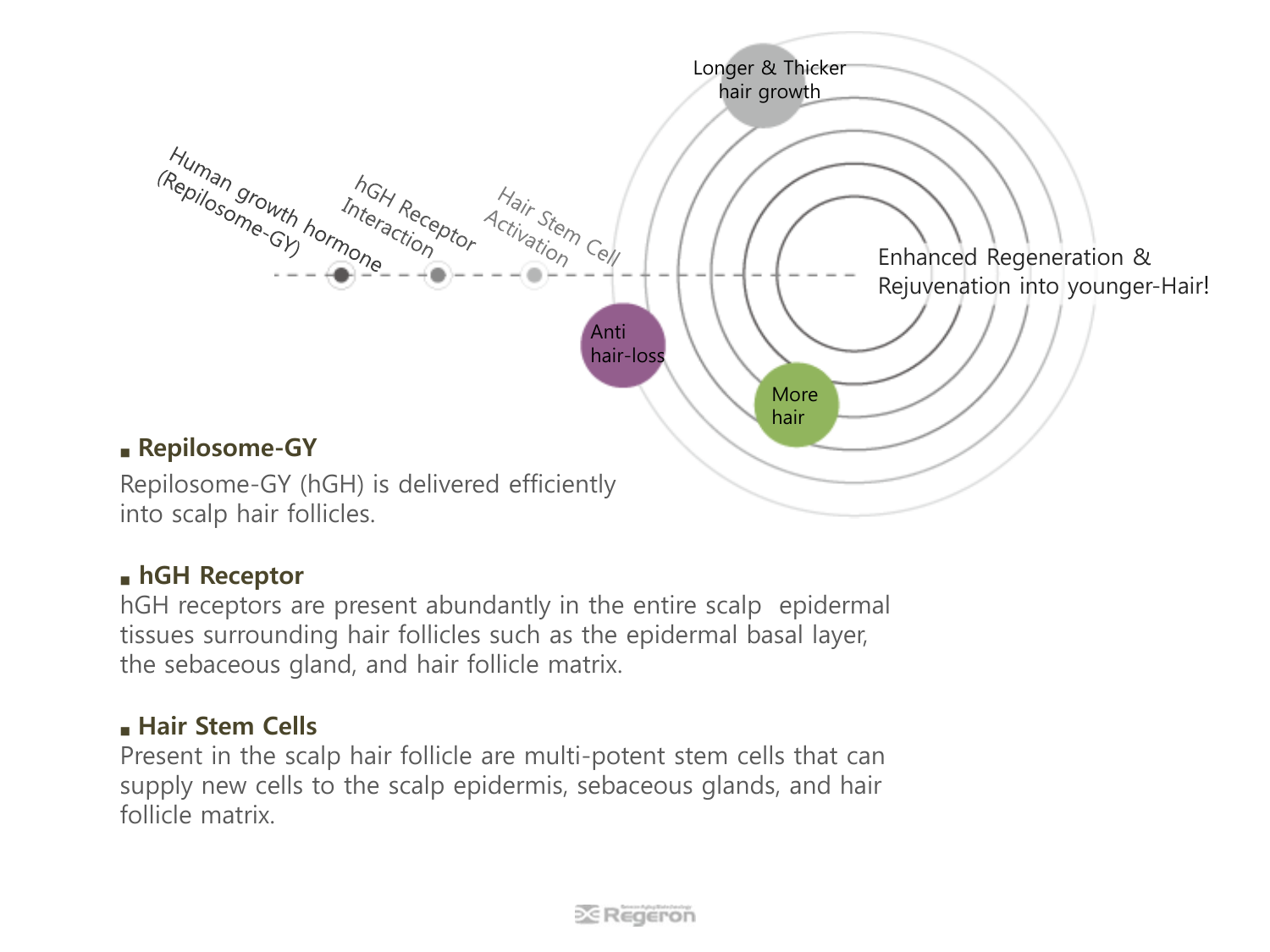Human growth hormone (Repilosome-GY)

hGH Receptor Interaction

Hair Stem Cell Activation

Anti hair-loss

Longer & Thicker hair growth

More hair

Enhanced Regeneration & Rejuvenation into younger-Hair!

### ■ Repilosome-GY

Repilosome-GY (hGH) is delivered efficiently into scalp hair follicles.

### ■ hGH Receptor

hGH receptors are present abundantly in the entire scalp epidermal tissues surrounding hair follicles such as the epidermal basal layer, the sebaceous gland, and hair follicle matrix.

### ■ Hair Stem Cells

Present in the scalp hair follicle are multi-potent stem cells that can supply new cells to the scalp epidermis, sebaceous glands, and hair follicle matrix.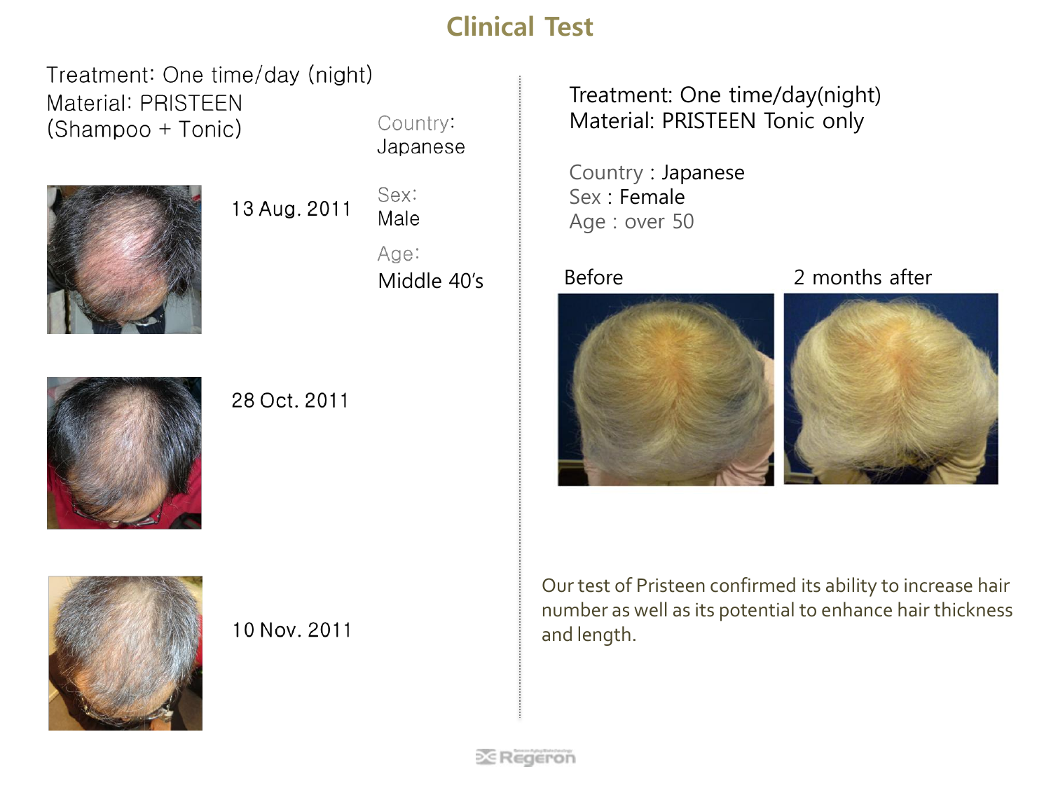# Clinical Test

Treatment: One time/day (night)
Material: PRISTEEN
(Shampoo + Tonic)

Country:
Japanese

Sex:
Male

Age:
Middle 40's

13 Aug. 2011

28 Oct. 2011

10 Nov. 2011

Treatment: One time/day(night)
Material: PRISTEEN Tonic only

Country : Japanese
Sex : Female
Age : over 50

Before

2 months after

Our test of Pristeen confirmed its ability to increase hair number as well as its potential to enhance hair thickness and length.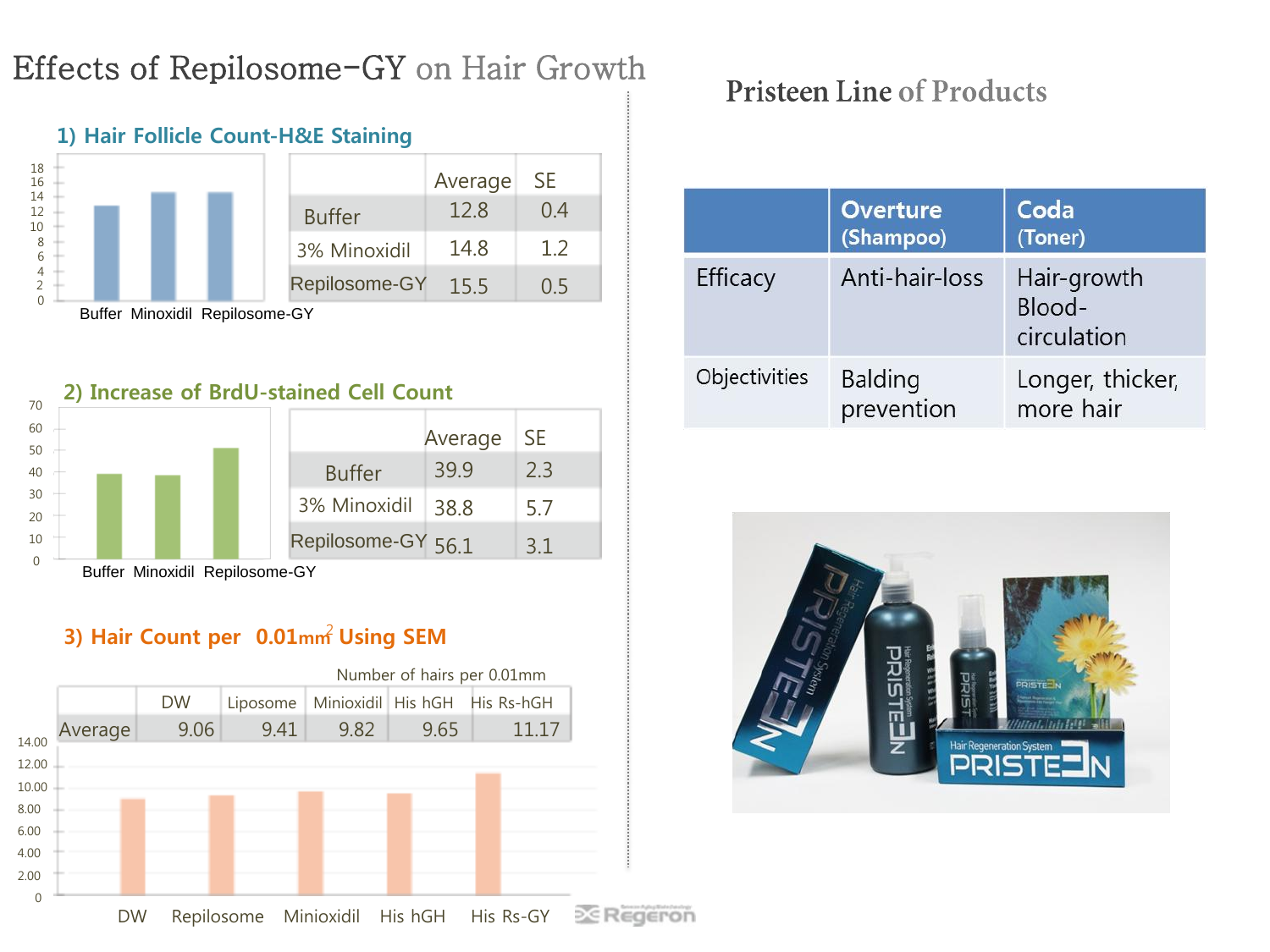# Effects of Repilosome-GY on Hair Growth

## 1) Hair Follicle Count-H&E Staining

18
16
14
12
10
8
6
4
2
0

Buffer Minoxidil Repilosome-GY

| | Average | SE |
|---|---|---|
| Buffer | 12.8 | 0.4 |
| 3% Minoxidil | 14.8 | 1.2 |
| Repilosome-GY | 15.5 | 0.5 |

## 2) Increase of BrdU-stained Cell Count

70
60
50
40
30
20
10
0

Buffer Minoxidil Repilosome-GY

| | Average | SE |
|---|---|---|
| Buffer | 39.9 | 2.3 |
| 3% Minoxidil | 38.8 | 5.7 |
| Repilosome-GY | 56.1 | 3.1 |

## 3) Hair Count per 0.01mm$^2$ Using SEM

Number of hairs per 0.01mm

| | DW | Liposome | Minioxidil | His hGH | His Rs-hGH |
|---|---|---|---|---|---|
| Average | 9.06 | 9.41 | 9.82 | 9.65 | 11.17 |

14.00
12.00
10.00
8.00
6.00
4.00
2.00
0

DW Repilosome Minioxidil His hGH His Rs-GY

Regeron

# Pristeen Line of Products

| | Overture (Shampoo) | Coda (Toner) |
|---|---|---|
| Efficacy | Anti-hair-loss | Hair-growth Blood-circulation |
| Objectivities | Balding prevention | Longer, thicker, more hair |